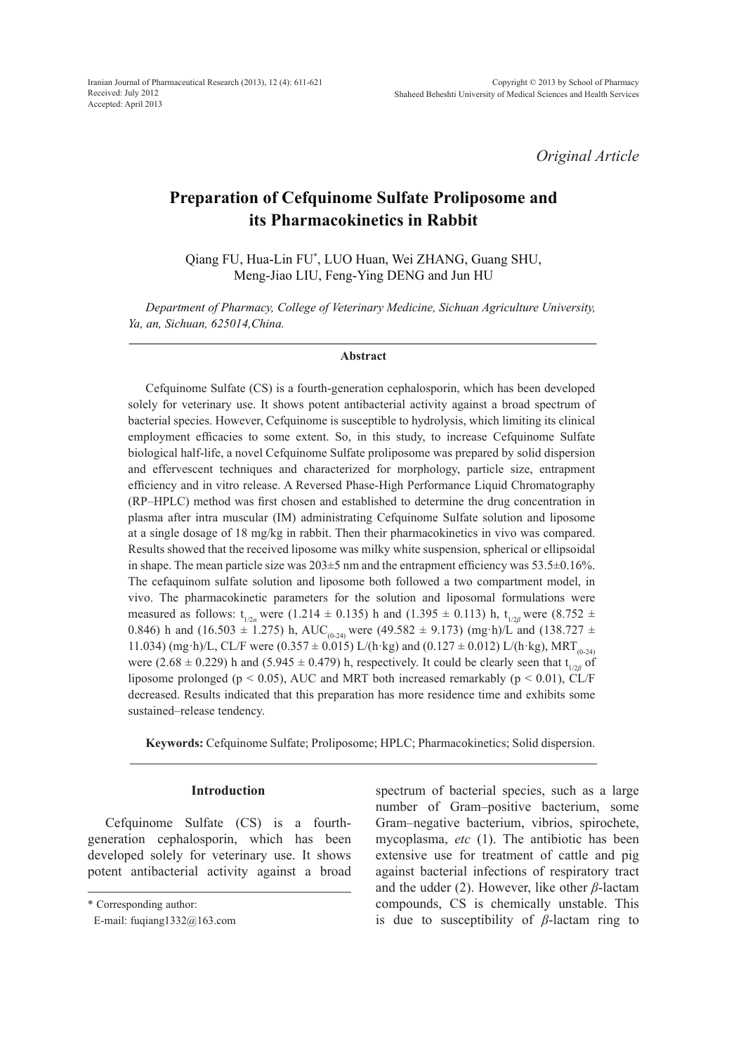*Original Article*

# Preparation of Cefquinome Sulfate Proliposome and its Pharmacokinetics in Rabbit

Qiang FU, Hua-Lin FU[*], LUO Huan, Wei ZHANG, Guang SHU, Meng-Jiao LIU, Feng-Ying DENG and Jun HU

*Department of Pharmacy, College of Veterinary Medicine, Sichuan Agriculture University, Ya, an, Sichuan, 625014,China.*

## Abstract

Cefquinome Sulfate (CS) is a fourth-generation cephalosporin, which has been developed solely for veterinary use. It shows potent antibacterial activity against a broad spectrum of bacterial species. However, Cefquinome is susceptible to hydrolysis, which limiting its clinical employment efficacies to some extent. So, in this study, to increase Cefquinome Sulfate biological half-life, a novel Cefquinome Sulfate proliposome was prepared by solid dispersion and effervescent techniques and characterized for morphology, particle size, entrapment efficiency and in vitro release. A Reversed Phase-High Performance Liquid Chromatography (RP–HPLC) method was first chosen and established to determine the drug concentration in plasma after intra muscular (IM) administrating Cefquinome Sulfate solution and liposome at a single dosage of 18 mg/kg in rabbit. Then their pharmacokinetics in vivo was compared. Results showed that the received liposome was milky white suspension, spherical or ellipsoidal in shape. The mean particle size was 203±5 nm and the entrapment efficiency was 53.5±0.16%. The cefaquinom sulfate solution and liposome both followed a two compartment model, in vivo. The pharmacokinetic parameters for the solution and liposomal formulations were measured as follows: $t_{1/2\alpha}$ were (1.214 ± 0.135) h and (1.395 ± 0.113) h, $t_{1/2\beta}$ were (8.752 ± 0.846) h and (16.503 ± 1.275) h, $AUC_{(0-24)}$ were (49.582 ± 9.173) (mg·h)/L and (138.727 ± 11.034) (mg·h)/L, CL/F were (0.357 ± 0.015) L/(h·kg) and (0.127 ± 0.012) L/(h·kg), $MRT_{(0-24)}$ were (2.68 ± 0.229) h and (5.945 ± 0.479) h, respectively. It could be clearly seen that $t_{1/2\beta}$ of liposome prolonged ($p < 0.05$), AUC and MRT both increased remarkably ($p < 0.01$), CL/F decreased. Results indicated that this preparation has more residence time and exhibits some sustained–release tendency.

**Keywords:** Cefquinome Sulfate; Proliposome; HPLC; Pharmacokinetics; Solid dispersion.

## Introduction

Cefquinome Sulfate (CS) is a fourth-generation cephalosporin, which has been developed solely for veterinary use. It shows potent antibacterial activity against a broad spectrum of bacterial species, such as a large number of Gram–positive bacterium, some Gram–negative bacterium, vibrios, spirochete, mycoplasma, *etc* (1). The antibiotic has been extensive use for treatment of cattle and pig against bacterial infections of respiratory tract and the udder (2). However, like other *β*-lactam compounds, CS is chemically unstable. This is due to susceptibility of *β*-lactam ring to

\* Corresponding author:
E-mail: fuqiang1332@163.com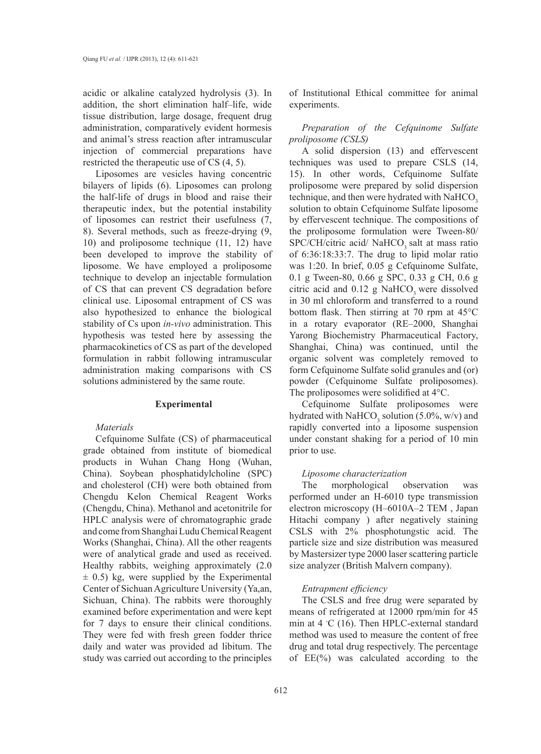acidic or alkaline catalyzed hydrolysis (3). In addition, the short elimination half–life, wide tissue distribution, large dosage, frequent drug administration, comparatively evident hormesis and animal's stress reaction after intramuscular injection of commercial preparations have restricted the therapeutic use of CS (4, 5).

Liposomes are vesicles having concentric bilayers of lipids (6). Liposomes can prolong the half-life of drugs in blood and raise their therapeutic index, but the potential instability of liposomes can restrict their usefulness (7, 8). Several methods, such as freeze-drying (9, 10) and proliposome technique (11, 12) have been developed to improve the stability of liposome. We have employed a proliposome technique to develop an injectable formulation of CS that can prevent CS degradation before clinical use. Liposomal entrapment of CS was also hypothesized to enhance the biological stability of Cs upon *in-vivo* administration. This hypothesis was tested here by assessing the pharmacokinetics of CS as part of the developed formulation in rabbit following intramuscular administration making comparisons with CS solutions administered by the same route.

## Experimental

### *Materials*

Cefquinome Sulfate (CS) of pharmaceutical grade obtained from institute of biomedical products in Wuhan Chang Hong (Wuhan, China). Soybean phosphatidylcholine (SPC) and cholesterol (CH) were both obtained from Chengdu Kelon Chemical Reagent Works (Chengdu, China). Methanol and acetonitrile for HPLC analysis were of chromatographic grade and come from Shanghai Ludu Chemical Reagent Works (Shanghai, China). All the other reagents were of analytical grade and used as received. Healthy rabbits, weighing approximately (2.0 $\pm$ 0.5) kg, were supplied by the Experimental Center of Sichuan Agriculture University (Ya,an, Sichuan, China). The rabbits were thoroughly examined before experimentation and were kept for 7 days to ensure their clinical conditions. They were fed with fresh green fodder thrice daily and water was provided ad libitum. The study was carried out according to the principles of Institutional Ethical committee for animal experiments.

### *Preparation of the Cefquinome Sulfate proliposome (CSLS)*

A solid dispersion (13) and effervescent techniques was used to prepare CSLS (14, 15). In other words, Cefquinome Sulfate proliposome were prepared by solid dispersion technique, and then were hydrated with $NaHCO_3$ solution to obtain Cefquinome Sulfate liposome by effervescent technique. The compositions of the proliposome formulation were Tween-80/ SPC/CH/citric acid/ $NaHCO_3$ salt at mass ratio of 6:36:18:33:7. The drug to lipid molar ratio was 1:20. In brief, 0.05 g Cefquinome Sulfate, 0.1 g Tween-80, 0.66 g SPC, 0.33 g CH, 0.6 g citric acid and 0.12 g $NaHCO_3$ were dissolved in 30 ml chloroform and transferred to a round bottom flask. Then stirring at 70 rpm at 45°C in a rotary evaporator (RE–2000, Shanghai Yarong Biochemistry Pharmaceutical Factory, Shanghai, China) was continued, until the organic solvent was completely removed to form Cefquinome Sulfate solid granules and (or) powder (Cefquinome Sulfate proliposomes). The proliposomes were solidified at 4°C.

Cefquinome Sulfate proliposomes were hydrated with $NaHCO_3$ solution (5.0%, w/v) and rapidly converted into a liposome suspension under constant shaking for a period of 10 min prior to use.

### *Liposome characterization*

The morphological observation was performed under an H-6010 type transmission electron microscopy (H–6010A–2 TEM , Japan Hitachi company ) after negatively staining CSLS with 2% phosphotungstic acid. The particle size and size distribution was measured by Mastersizer type 2000 laser scattering particle size analyzer (British Malvern company).

### *Entrapment efficiency*

The CSLS and free drug were separated by means of refrigerated at 12000 rpm/min for 45 min at 4 °C (16). Then HPLC-external standard method was used to measure the content of free drug and total drug respectively. The percentage of EE(%) was calculated according to the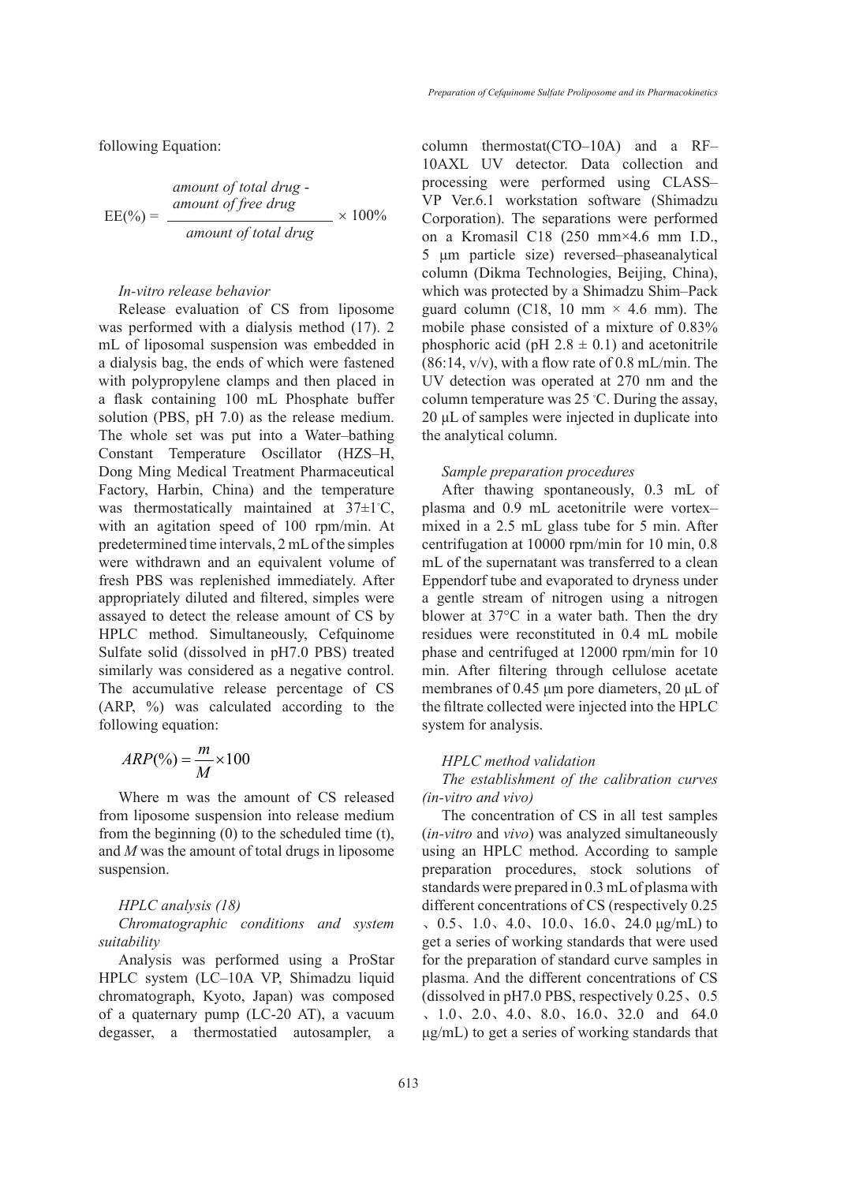following Equation:

$$EE(\%) = \frac{amount\ of\ total\ drug - amount\ of\ free\ drug}{amount\ of\ total\ drug} \times 100\%$$

*In-vitro release behavior*

Release evaluation of CS from liposome was performed with a dialysis method (17). 2 mL of liposomal suspension was embedded in a dialysis bag, the ends of which were fastened with polypropylene clamps and then placed in a flask containing 100 mL Phosphate buffer solution (PBS, pH 7.0) as the release medium. The whole set was put into a Water–bathing Constant Temperature Oscillator (HZS–H, Dong Ming Medical Treatment Pharmaceutical Factory, Harbin, China) and the temperature was thermostatically maintained at 37±1°C, with an agitation speed of 100 rpm/min. At predetermined time intervals, 2 mL of the simples were withdrawn and an equivalent volume of fresh PBS was replenished immediately. After appropriately diluted and filtered, simples were assayed to detect the release amount of CS by HPLC method. Simultaneously, Cefquinome Sulfate solid (dissolved in pH7.0 PBS) treated similarly was considered as a negative control. The accumulative release percentage of CS (ARP, %) was calculated according to the following equation:

$$ARP(\%) = \frac{m}{M} \times 100$$

Where m was the amount of CS released from liposome suspension into release medium from the beginning (0) to the scheduled time (t), and *M* was the amount of total drugs in liposome suspension.

*HPLC analysis (18)*

*Chromatographic conditions and system suitability*

Analysis was performed using a ProStar HPLC system (LC–10A VP, Shimadzu liquid chromatograph, Kyoto, Japan) was composed of a quaternary pump (LC-20 AT), a vacuum degasser, a thermostatied autosampler, a column thermostat(CTO–10A) and a RF–10AXL UV detector. Data collection and processing were performed using CLASS–VP Ver.6.1 workstation software (Shimadzu Corporation). The separations were performed on a Kromasil C18 (250 mm×4.6 mm I.D., 5 μm particle size) reversed–phaseanalytical column (Dikma Technologies, Beijing, China), which was protected by a Shimadzu Shim–Pack guard column (C18, 10 mm × 4.6 mm). The mobile phase consisted of a mixture of 0.83% phosphoric acid (pH 2.8 ± 0.1) and acetonitrile (86:14, v/v), with a flow rate of 0.8 mL/min. The UV detection was operated at 270 nm and the column temperature was 25 °C. During the assay, 20 μL of samples were injected in duplicate into the analytical column.

*Sample preparation procedures*

After thawing spontaneously, 0.3 mL of plasma and 0.9 mL acetonitrile were vortex–mixed in a 2.5 mL glass tube for 5 min. After centrifugation at 10000 rpm/min for 10 min, 0.8 mL of the supernatant was transferred to a clean Eppendorf tube and evaporated to dryness under a gentle stream of nitrogen using a nitrogen blower at 37°C in a water bath. Then the dry residues were reconstituted in 0.4 mL mobile phase and centrifuged at 12000 rpm/min for 10 min. After filtering through cellulose acetate membranes of 0.45 μm pore diameters, 20 μL of the filtrate collected were injected into the HPLC system for analysis.

*HPLC method validation*

*The establishment of the calibration curves (in-vitro and vivo)*

The concentration of CS in all test samples (*in-vitro* and *vivo*) was analyzed simultaneously using an HPLC method. According to sample preparation procedures, stock solutions of standards were prepared in 0.3 mL of plasma with different concentrations of CS (respectively 0.25、0.5、1.0、4.0、10.0、16.0、24.0 μg/mL) to get a series of working standards that were used for the preparation of standard curve samples in plasma. And the different concentrations of CS (dissolved in pH7.0 PBS, respectively 0.25、0.5、1.0、2.0、4.0、8.0、16.0、32.0 and 64.0 μg/mL) to get a series of working standards that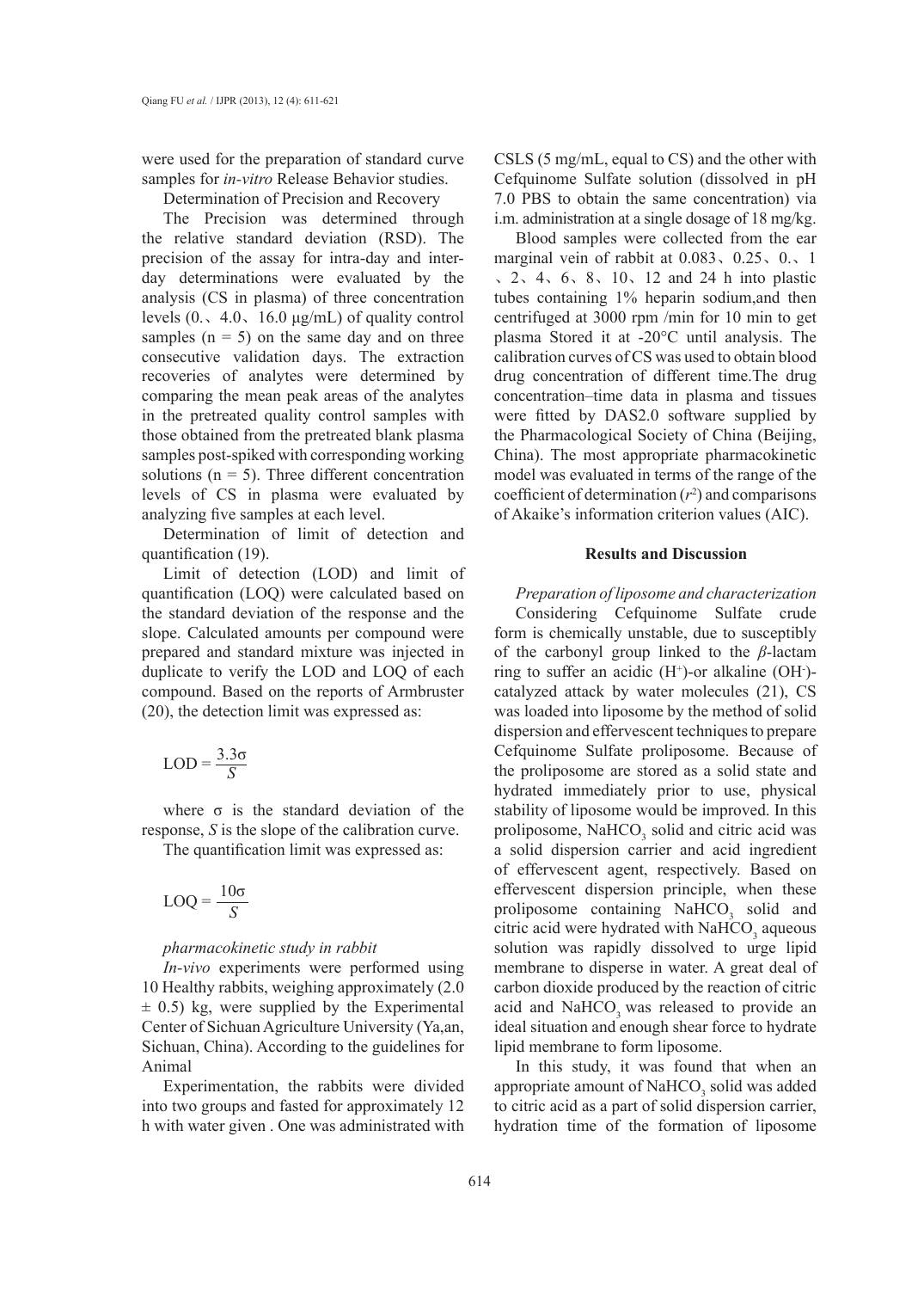were used for the preparation of standard curve samples for *in-vitro* Release Behavior studies.

Determination of Precision and Recovery

The Precision was determined through the relative standard deviation (RSD). The precision of the assay for intra-day and inter-day determinations were evaluated by the analysis (CS in plasma) of three concentration levels (0.、4.0、16.0 μg/mL) of quality control samples ($n = 5$) on the same day and on three consecutive validation days. The extraction recoveries of analytes were determined by comparing the mean peak areas of the analytes in the pretreated quality control samples with those obtained from the pretreated blank plasma samples post-spiked with corresponding working solutions ($n = 5$). Three different concentration levels of CS in plasma were evaluated by analyzing five samples at each level.

Determination of limit of detection and quantification (19).

Limit of detection (LOD) and limit of quantification (LOQ) were calculated based on the standard deviation of the response and the slope. Calculated amounts per compound were prepared and standard mixture was injected in duplicate to verify the LOD and LOQ of each compound. Based on the reports of Armbruster (20), the detection limit was expressed as:

$$\mathrm{LOD} = \frac{3.3\sigma}{S}$$

where σ is the standard deviation of the response, $S$ is the slope of the calibration curve.

The quantification limit was expressed as:

$$\mathrm{LOQ} = \frac{10\sigma}{S}$$

*pharmacokinetic study in rabbit*

*In-vivo* experiments were performed using 10 Healthy rabbits, weighing approximately (2.0 ± 0.5) kg, were supplied by the Experimental Center of Sichuan Agriculture University (Ya,an, Sichuan, China). According to the guidelines for Animal

Experimentation, the rabbits were divided into two groups and fasted for approximately 12 h with water given . One was administrated with CSLS (5 mg/mL, equal to CS) and the other with Cefquinome Sulfate solution (dissolved in pH 7.0 PBS to obtain the same concentration) via i.m. administration at a single dosage of 18 mg/kg.

Blood samples were collected from the ear marginal vein of rabbit at 0.083、0.25、0.、1、2、4、6、8、10、12 and 24 h into plastic tubes containing 1% heparin sodium,and then centrifuged at 3000 rpm /min for 10 min to get plasma Stored it at -20°C until analysis. The calibration curves of CS was used to obtain blood drug concentration of different time.The drug concentration–time data in plasma and tissues were fitted by DAS2.0 software supplied by the Pharmacological Society of China (Beijing, China). The most appropriate pharmacokinetic model was evaluated in terms of the range of the coefficient of determination ($r^2$) and comparisons of Akaike's information criterion values (AIC).

## Results and Discussion

*Preparation of liposome and characterization*

Considering Cefquinome Sulfate crude form is chemically unstable, due to susceptibly of the carbonyl group linked to the *β*-lactam ring to suffer an acidic ($H^+$)-or alkaline ($OH^-$)-catalyzed attack by water molecules (21), CS was loaded into liposome by the method of solid dispersion and effervescent techniques to prepare Cefquinome Sulfate proliposome. Because of the proliposome are stored as a solid state and hydrated immediately prior to use, physical stability of liposome would be improved. In this proliposome, $NaHCO_3$ solid and citric acid was a solid dispersion carrier and acid ingredient of effervescent agent, respectively. Based on effervescent dispersion principle, when these proliposome containing $NaHCO_3$ solid and citric acid were hydrated with $NaHCO_3$ aqueous solution was rapidly dissolved to urge lipid membrane to disperse in water. A great deal of carbon dioxide produced by the reaction of citric acid and $NaHCO_3$ was released to provide an ideal situation and enough shear force to hydrate lipid membrane to form liposome.

In this study, it was found that when an appropriate amount of $NaHCO_3$ solid was added to citric acid as a part of solid dispersion carrier, hydration time of the formation of liposome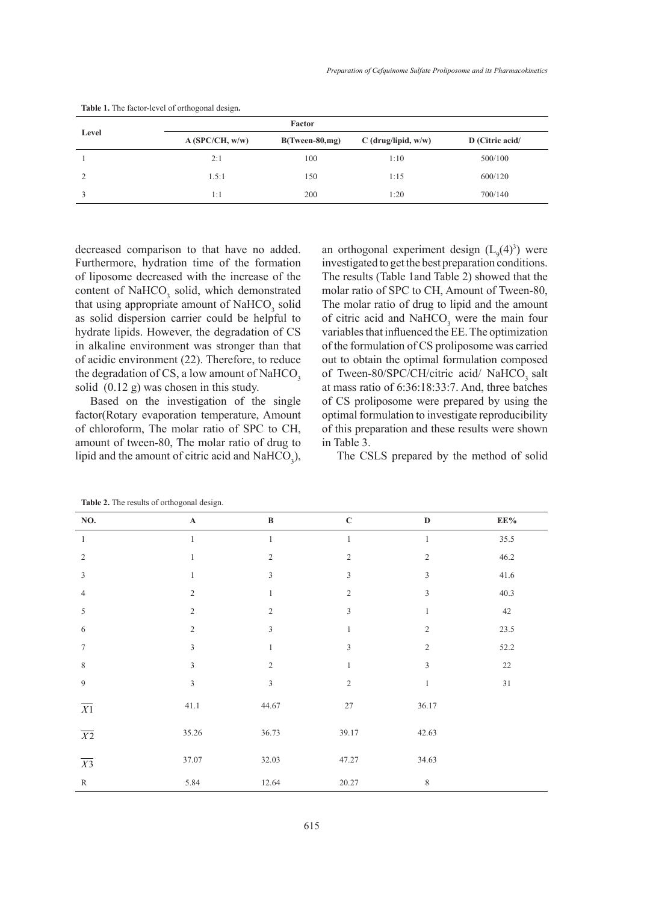**Table 1.** The factor-level of orthogonal design.

| Level | Factor | | | |
|---|---|---|---|---|
| | A (SPC/CH, w/w) | B(Tween-80,mg) | C (drug/lipid, w/w) | D (Citric acid/ |
| 1 | 2:1 | 100 | 1:10 | 500/100 |
| 2 | 1.5:1 | 150 | 1:15 | 600/120 |
| 3 | 1:1 | 200 | 1:20 | 700/140 |

decreased comparison to that have no added. Furthermore, hydration time of the formation of liposome decreased with the increase of the content of $NaHCO_3$ solid, which demonstrated that using appropriate amount of $NaHCO_3$ solid as solid dispersion carrier could be helpful to hydrate lipids. However, the degradation of CS in alkaline environment was stronger than that of acidic environment (22). Therefore, to reduce the degradation of CS, a low amount of $NaHCO_3$ solid (0.12 g) was chosen in this study.

Based on the investigation of the single factor(Rotary evaporation temperature, Amount of chloroform, The molar ratio of SPC to CH, amount of tween-80, The molar ratio of drug to lipid and the amount of citric acid and $NaHCO_3$), an orthogonal experiment design ($L_9(4)^3$) were investigated to get the best preparation conditions. The results (Table 1and Table 2) showed that the molar ratio of SPC to CH, Amount of Tween-80, The molar ratio of drug to lipid and the amount of citric acid and $NaHCO_3$ were the main four variables that influenced the EE. The optimization of the formulation of CS proliposome was carried out to obtain the optimal formulation composed of Tween-80/SPC/CH/citric acid/ $NaHCO_3$ salt at mass ratio of 6:36:18:33:7. And, three batches of CS proliposome were prepared by using the optimal formulation to investigate reproducibility of this preparation and these results were shown in Table 3.

The CSLS prepared by the method of solid

**Table 2.** The results of orthogonal design.

| NO. | A | B | C | D | EE% |
|---|---|---|---|---|---|
| 1 | 1 | 1 | 1 | 1 | 35.5 |
| 2 | 1 | 2 | 2 | 2 | 46.2 |
| 3 | 1 | 3 | 3 | 3 | 41.6 |
| 4 | 2 | 1 | 2 | 3 | 40.3 |
| 5 | 2 | 2 | 3 | 1 | 42 |
| 6 | 2 | 3 | 1 | 2 | 23.5 |
| 7 | 3 | 1 | 3 | 2 | 52.2 |
| 8 | 3 | 2 | 1 | 3 | 22 |
| 9 | 3 | 3 | 2 | 1 | 31 |
| $\overline{X1}$ | 41.1 | 44.67 | 27 | 36.17 | |
| $\overline{X2}$ | 35.26 | 36.73 | 39.17 | 42.63 | |
| $\overline{X3}$ | 37.07 | 32.03 | 47.27 | 34.63 | |
| R | 5.84 | 12.64 | 20.27 | 8 | |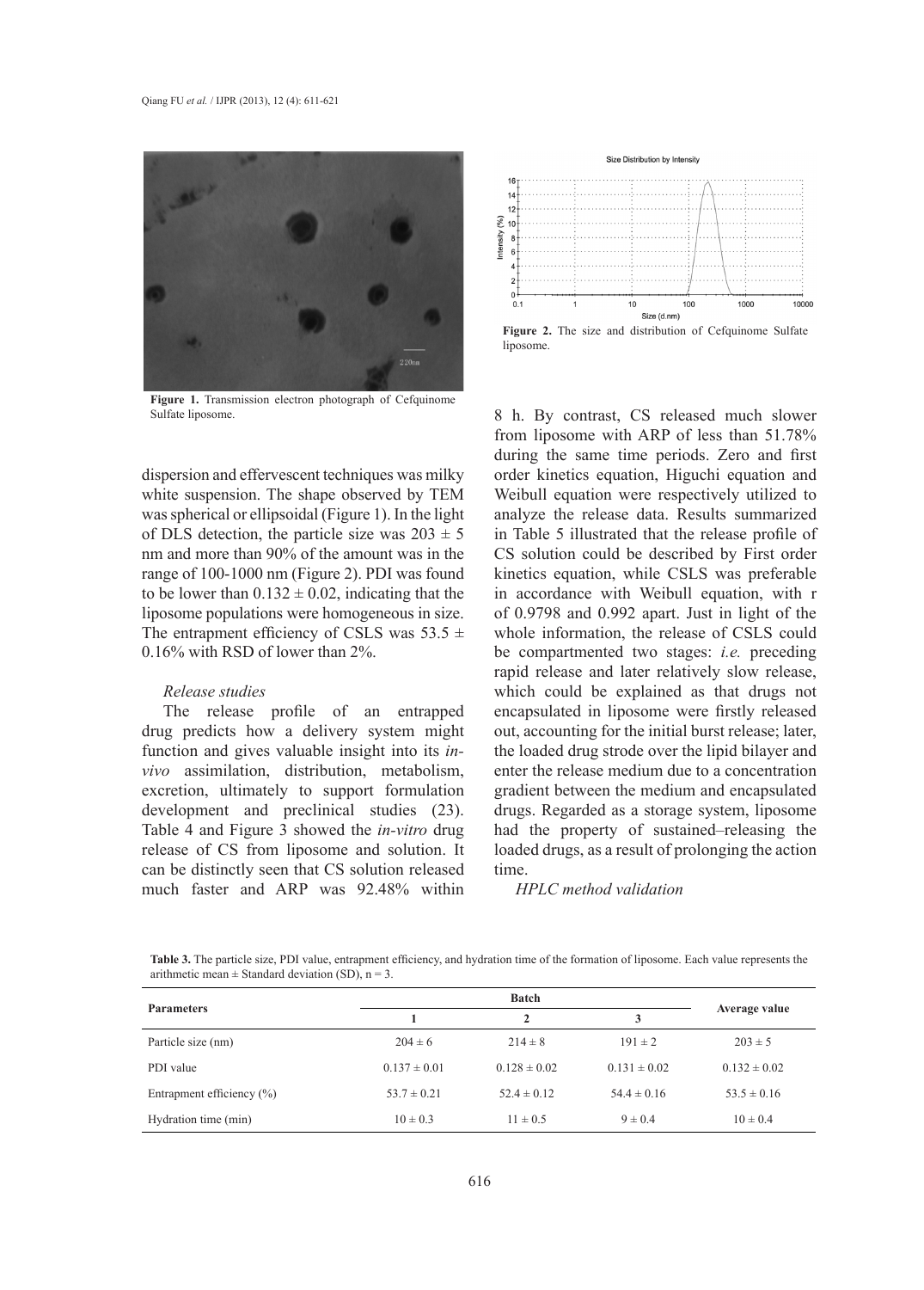Figure 1. Transmission electron photograph of Cefquinome Sulfate liposome.

Figure 2. The size and distribution of Cefquinome Sulfate liposome.

dispersion and effervescent techniques was milky white suspension. The shape observed by TEM was spherical or ellipsoidal (Figure 1). In the light of DLS detection, the particle size was $203 \pm 5$ nm and more than 90% of the amount was in the range of 100-1000 nm (Figure 2). PDI was found to be lower than $0.132 \pm 0.02$, indicating that the liposome populations were homogeneous in size. The entrapment efficiency of CSLS was $53.5 \pm 0.16\%$ with RSD of lower than 2%.

*Release studies*

The release profile of an entrapped drug predicts how a delivery system might function and gives valuable insight into its *in-vivo* assimilation, distribution, metabolism, excretion, ultimately to support formulation development and preclinical studies (23). Table 4 and Figure 3 showed the *in-vitro* drug release of CS from liposome and solution. It can be distinctly seen that CS solution released much faster and ARP was 92.48% within 8 h. By contrast, CS released much slower from liposome with ARP of less than 51.78% during the same time periods. Zero and first order kinetics equation, Higuchi equation and Weibull equation were respectively utilized to analyze the release data. Results summarized in Table 5 illustrated that the release profile of CS solution could be described by First order kinetics equation, while CSLS was preferable in accordance with Weibull equation, with r of 0.9798 and 0.992 apart. Just in light of the whole information, the release of CSLS could be compartmented two stages: *i.e.* preceding rapid release and later relatively slow release, which could be explained as that drugs not encapsulated in liposome were firstly released out, accounting for the initial burst release; later, the loaded drug strode over the lipid bilayer and enter the release medium due to a concentration gradient between the medium and encapsulated drugs. Regarded as a storage system, liposome had the property of sustained–releasing the loaded drugs, as a result of prolonging the action time.

*HPLC method validation*

**Table 3.** The particle size, PDI value, entrapment efficiency, and hydration time of the formation of liposome. Each value represents the arithmetic mean ± Standard deviation (SD), n = 3.

| Parameters | Batch | | | Average value |
|---|---|---|---|---|
| | 1 | 2 | 3 | |
| Particle size (nm) | 204 ± 6 | 214 ± 8 | 191 ± 2 | 203 ± 5 |
| PDI value | 0.137 ± 0.01 | 0.128 ± 0.02 | 0.131 ± 0.02 | 0.132 ± 0.02 |
| Entrapment efficiency (%) | 53.7 ± 0.21 | 52.4 ± 0.12 | 54.4 ± 0.16 | 53.5 ± 0.16 |
| Hydration time (min) | 10 ± 0.3 | 11 ± 0.5 | 9 ± 0.4 | 10 ± 0.4 |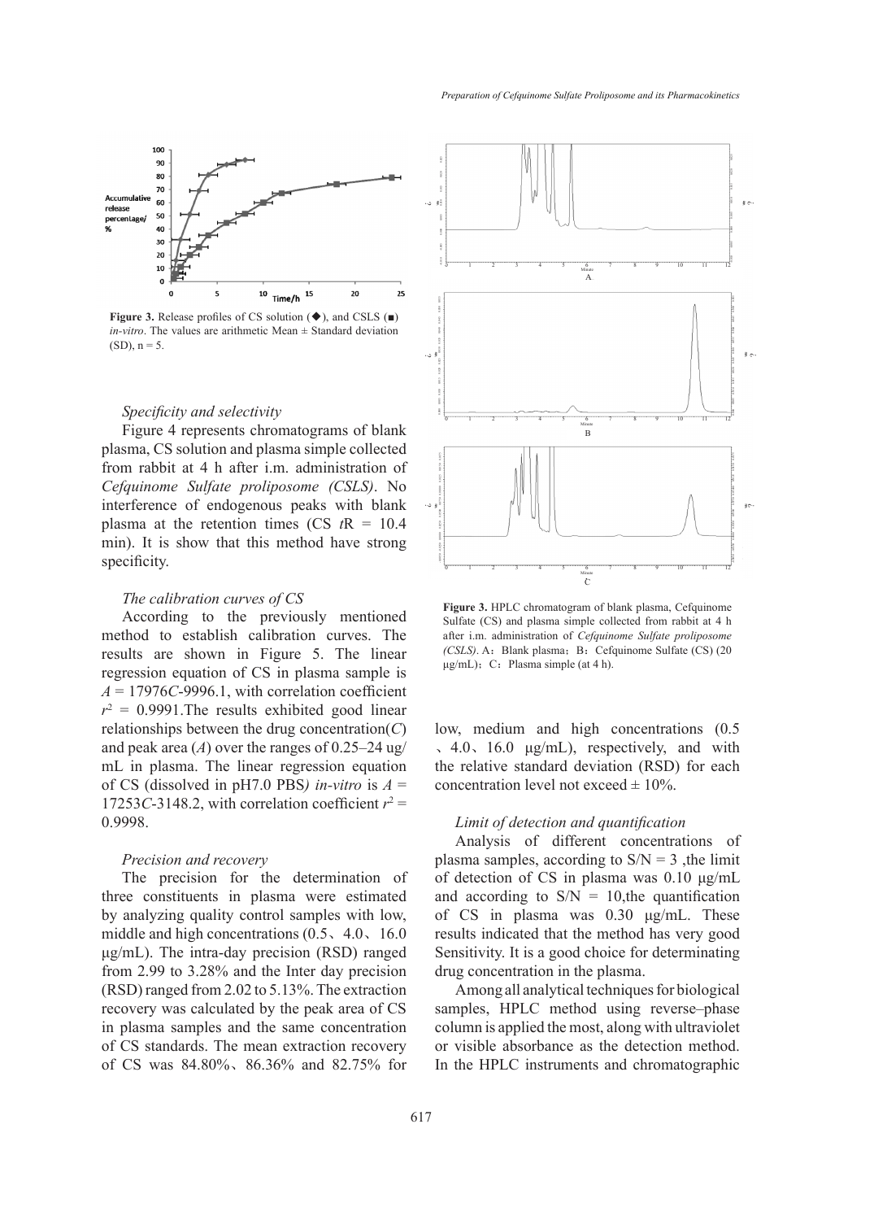Figure 3. Release profiles of CS solution (◆), and CSLS (■) *in-vitro*. The values are arithmetic Mean ± Standard deviation (SD), n = 5.

### *Specificity and selectivity*

Figure 4 represents chromatograms of blank plasma, CS solution and plasma simple collected from rabbit at 4 h after i.m. administration of *Cefquinome Sulfate proliposome (CSLS)*. No interference of endogenous peaks with blank plasma at the retention times (CS $t$R = 10.4 min). It is show that this method have strong specificity.

### *The calibration curves of CS*

According to the previously mentioned method to establish calibration curves. The results are shown in Figure 5. The linear regression equation of CS in plasma sample is $A = 17976C\text{-}9996.1$, with correlation coefficient $r^2$ = 0.9991.The results exhibited good linear relationships between the drug concentration($C$) and peak area ($A$) over the ranges of 0.25–24 ug/mL in plasma. The linear regression equation of CS (dissolved in pH7.0 PBS*) in-vitro* is $A = 17253C\text{-}3148.2$, with correlation coefficient $r^2$ = 0.9998.

### *Precision and recovery*

The precision for the determination of three constituents in plasma were estimated by analyzing quality control samples with low, middle and high concentrations (0.5、4.0、16.0 μg/mL). The intra-day precision (RSD) ranged from 2.99 to 3.28% and the Inter day precision (RSD) ranged from 2.02 to 5.13%. The extraction recovery was calculated by the peak area of CS in plasma samples and the same concentration of CS standards. The mean extraction recovery of CS was 84.80%、86.36% and 82.75% for low, medium and high concentrations (0.5 、4.0、16.0 μg/mL), respectively, and with the relative standard deviation (RSD) for each concentration level not exceed ± 10%.

Figure 3. HPLC chromatogram of blank plasma, Cefquinome Sulfate (CS) and plasma simple collected from rabbit at 4 h after i.m. administration of *Cefquinome Sulfate proliposome (CSLS)*. A：Blank plasma；B：Cefquinome Sulfate (CS) (20 μg/mL)；C：Plasma simple (at 4 h).

### *Limit of detection and quantification*

Analysis of different concentrations of plasma samples, according to S/N = 3 ,the limit of detection of CS in plasma was 0.10 μg/mL and according to S/N = 10,the quantification of CS in plasma was 0.30 μg/mL. These results indicated that the method has very good Sensitivity. It is a good choice for determinating drug concentration in the plasma.

Among all analytical techniques for biological samples, HPLC method using reverse–phase column is applied the most, along with ultraviolet or visible absorbance as the detection method. In the HPLC instruments and chromatographic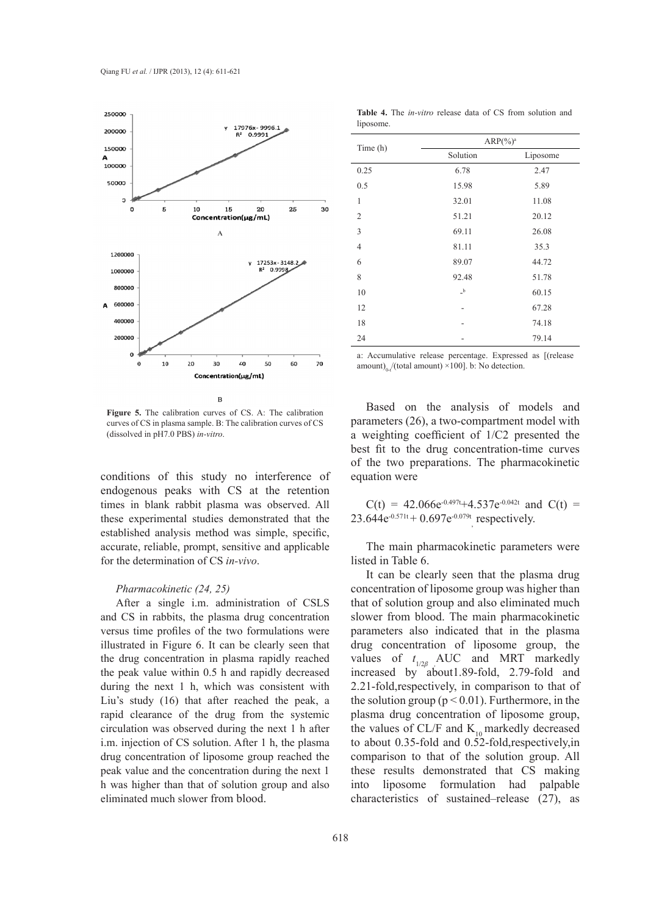Figure 5. The calibration curves of CS. A: The calibration curves of CS in plasma sample. B: The calibration curves of CS (dissolved in pH7.0 PBS) *in-vitro*.

conditions of this study no interference of endogenous peaks with CS at the retention times in blank rabbit plasma was observed. All these experimental studies demonstrated that the established analysis method was simple, specific, accurate, reliable, prompt, sensitive and applicable for the determination of CS *in-vivo*.

*Pharmacokinetic (24, 25)*

After a single i.m. administration of CSLS and CS in rabbits, the plasma drug concentration versus time profiles of the two formulations were illustrated in Figure 6. It can be clearly seen that the drug concentration in plasma rapidly reached the peak value within 0.5 h and rapidly decreased during the next 1 h, which was consistent with Liu's study (16) that after reached the peak, a rapid clearance of the drug from the systemic circulation was observed during the next 1 h after i.m. injection of CS solution. After 1 h, the plasma drug concentration of liposome group reached the peak value and the concentration during the next 1 h was higher than that of solution group and also eliminated much slower from blood.

**Table 4.** The *in-vitro* release data of CS from solution and liposome.

| Time (h) | ARP(%)[a] | |
|---|---|---|
| | Solution | Liposome |
| 0.25 | 6.78 | 2.47 |
| 0.5 | 15.98 | 5.89 |
| 1 | 32.01 | 11.08 |
| 2 | 51.21 | 20.12 |
| 3 | 69.11 | 26.08 |
| 4 | 81.11 | 35.3 |
| 6 | 89.07 | 44.72 |
| 8 | 92.48 | 51.78 |
| 10 | -[b] | 60.15 |
| 12 | - | 67.28 |
| 18 | - | 74.18 |
| 24 | - | 79.14 |

a: Accumulative release percentage. Expressed as [(release amount)$_{0-t}$/(total amount) ×100]. b: No detection.

Based on the analysis of models and parameters (26), a two-compartment model with a weighting coefficient of 1/C2 presented the best fit to the drug concentration-time curves of the two preparations. The pharmacokinetic equation were

$C(t) = 42.066e^{-0.497t}+4.537e^{-0.042t}$ and $C(t) = 23.644e^{-0.571t} + 0.697e^{-0.079t}$, respectively.

The main pharmacokinetic parameters were listed in Table 6.

It can be clearly seen that the plasma drug concentration of liposome group was higher than that of solution group and also eliminated much slower from blood. The main pharmacokinetic parameters also indicated that in the plasma drug concentration of liposome group, the values of $t_{1/2\beta}$, AUC and MRT markedly increased by about1.89-fold, 2.79-fold and 2.21-fold,respectively, in comparison to that of the solution group ($p < 0.01$). Furthermore, in the plasma drug concentration of liposome group, the values of CL/F and $K_{10}$ markedly decreased to about 0.35-fold and 0.52-fold,respectively,in comparison to that of the solution group. All these results demonstrated that CS making into liposome formulation had palpable characteristics of sustained–release (27), as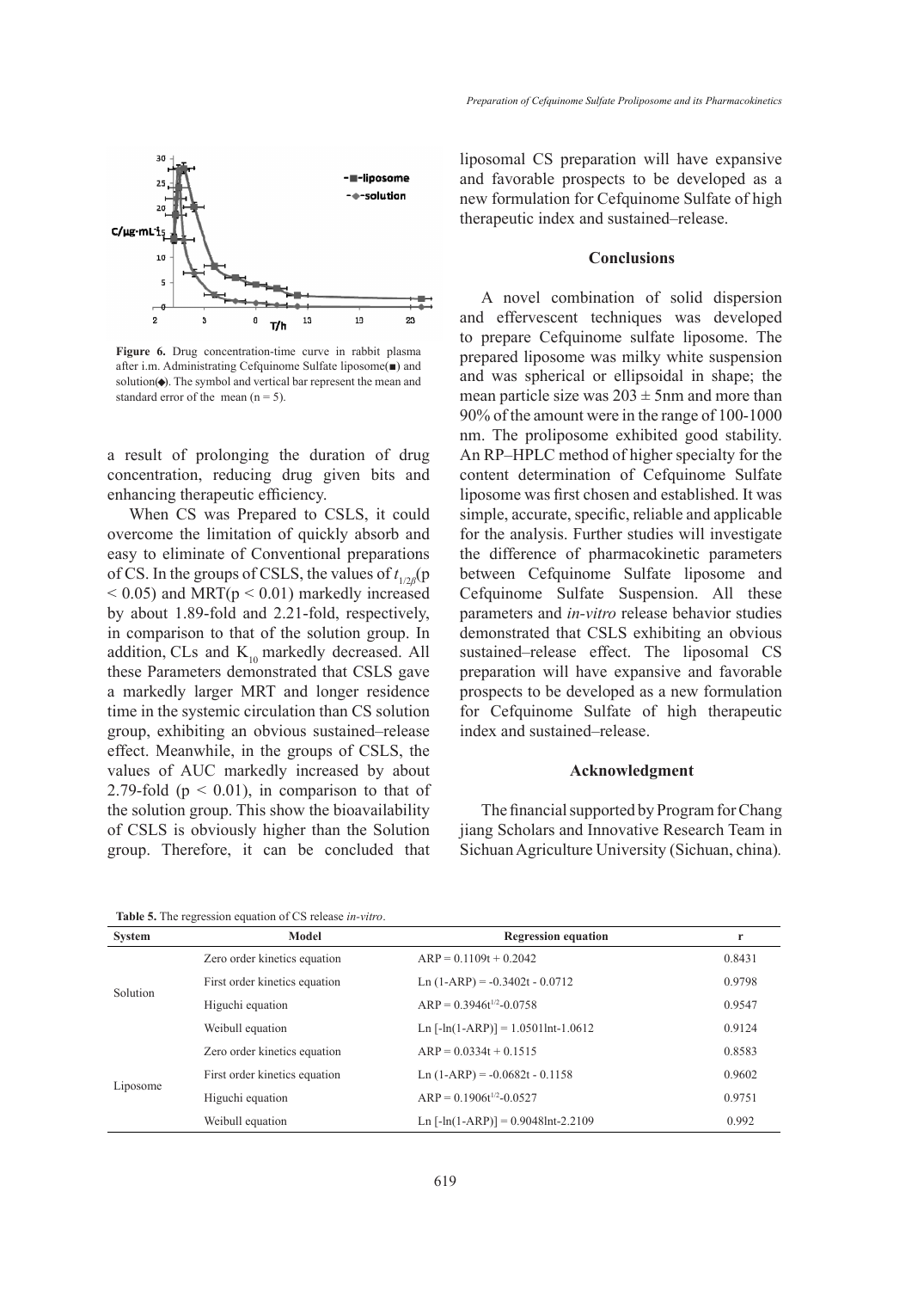Figure 6. Drug concentration-time curve in rabbit plasma after i.m. Administrating Cefquinome Sulfate liposome(■) and solution(◆). The symbol and vertical bar represent the mean and standard error of the mean (n = 5).

a result of prolonging the duration of drug concentration, reducing drug given bits and enhancing therapeutic efficiency.

When CS was Prepared to CSLS, it could overcome the limitation of quickly absorb and easy to eliminate of Conventional preparations of CS. In the groups of CSLS, the values of $t_{1/2\beta}$($p < 0.05$) and MRT($p < 0.01$) markedly increased by about 1.89-fold and 2.21-fold, respectively, in comparison to that of the solution group. In addition, CLs and $K_{10}$ markedly decreased. All these Parameters demonstrated that CSLS gave a markedly larger MRT and longer residence time in the systemic circulation than CS solution group, exhibiting an obvious sustained–release effect. Meanwhile, in the groups of CSLS, the values of AUC markedly increased by about 2.79-fold ($p < 0.01$), in comparison to that of the solution group. This show the bioavailability of CSLS is obviously higher than the Solution group. Therefore, it can be concluded that liposomal CS preparation will have expansive and favorable prospects to be developed as a new formulation for Cefquinome Sulfate of high therapeutic index and sustained–release.

## Conclusions

A novel combination of solid dispersion and effervescent techniques was developed to prepare Cefquinome sulfate liposome. The prepared liposome was milky white suspension and was spherical or ellipsoidal in shape; the mean particle size was 203 ± 5nm and more than 90% of the amount were in the range of 100-1000 nm. The proliposome exhibited good stability. An RP–HPLC method of higher specialty for the content determination of Cefquinome Sulfate liposome was first chosen and established. It was simple, accurate, specific, reliable and applicable for the analysis. Further studies will investigate the difference of pharmacokinetic parameters between Cefquinome Sulfate liposome and Cefquinome Sulfate Suspension. All these parameters and *in-vitro* release behavior studies demonstrated that CSLS exhibiting an obvious sustained–release effect. The liposomal CS preparation will have expansive and favorable prospects to be developed as a new formulation for Cefquinome Sulfate of high therapeutic index and sustained–release.

## Acknowledgment

The financial supported by Program for Chang jiang Scholars and Innovative Research Team in Sichuan Agriculture University (Sichuan, china).

**Table 5.** The regression equation of CS release *in-vitro*.

| System | Model | Regression equation | r |
|---|---|---|---|
| Solution | Zero order kinetics equation | $ARP = 0.1109t + 0.2042$ | 0.8431 |
| | First order kinetics equation | $Ln (1-ARP) = -0.3402t - 0.0712$ | 0.9798 |
| | Higuchi equation | $ARP = 0.3946t^{1/2}-0.0758$ | 0.9547 |
| | Weibull equation | $Ln [-ln(1-ARP)] = 1.0501lnt-1.0612$ | 0.9124 |
| Liposome | Zero order kinetics equation | $ARP = 0.0334t + 0.1515$ | 0.8583 |
| | First order kinetics equation | $Ln (1-ARP) = -0.0682t - 0.1158$ | 0.9602 |
| | Higuchi equation | $ARP = 0.1906t^{1/2}-0.0527$ | 0.9751 |
| | Weibull equation | $Ln [-ln(1-ARP)] = 0.9048lnt-2.2109$ | 0.992 |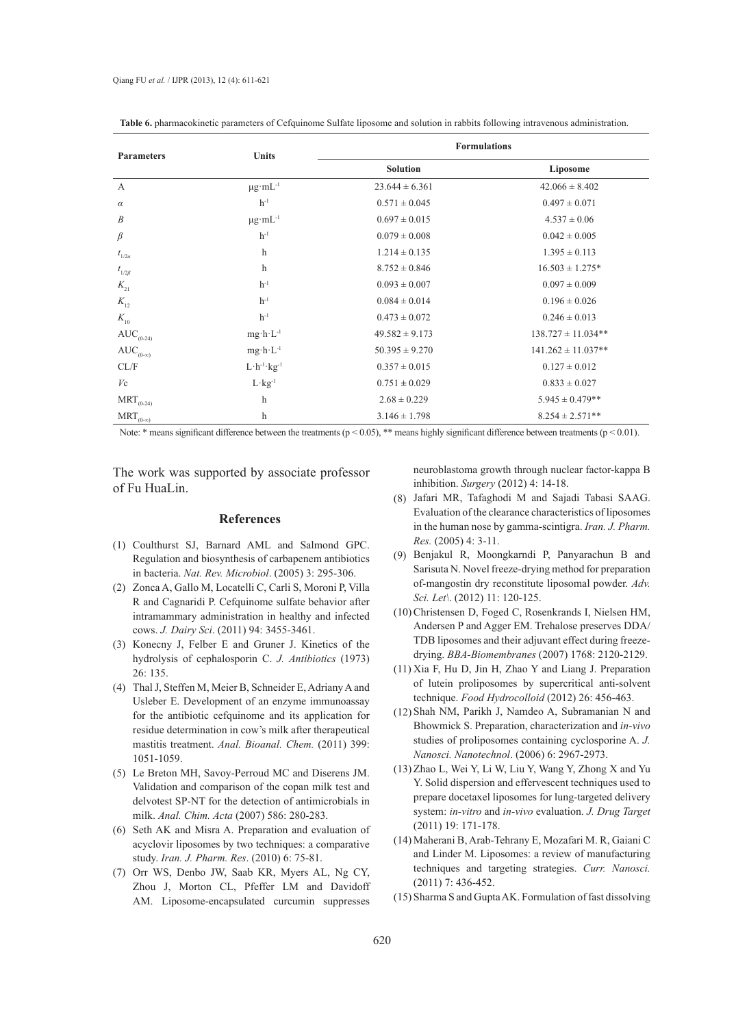**Table 6.** pharmacokinetic parameters of Cefquinome Sulfate liposome and solution in rabbits following intravenous administration.

| Parameters | Units | Formulations | |
|---|---|---|---|
| | | Solution | Liposome |
| A | $\mu g \cdot mL^{-1}$ | 23.644 ± 6.361 | 42.066 ± 8.402 |
| $\alpha$ | $h^{-1}$ | 0.571 ± 0.045 | 0.497 ± 0.071 |
| $B$ | $\mu g \cdot mL^{-1}$ | 0.697 ± 0.015 | 4.537 ± 0.06 |
| $\beta$ | $h^{-1}$ | 0.079 ± 0.008 | 0.042 ± 0.005 |
| $t_{1/2\alpha}$ | h | 1.214 ± 0.135 | 1.395 ± 0.113 |
| $t_{1/2\beta}$ | h | 8.752 ± 0.846 | 16.503 ± 1.275* |
| $K_{21}$ | $h^{-1}$ | 0.093 ± 0.007 | 0.097 ± 0.009 |
| $K_{12}$ | $h^{-1}$ | 0.084 ± 0.014 | 0.196 ± 0.026 |
| $K_{10}$ | $h^{-1}$ | 0.473 ± 0.072 | 0.246 ± 0.013 |
| $AUC_{(0-24)}$ | $mg \cdot h \cdot L^{-1}$ | 49.582 ± 9.173 | 138.727 ± 11.034** |
| $AUC_{(0-\infty)}$ | $mg \cdot h \cdot L^{-1}$ | 50.395 ± 9.270 | 141.262 ± 11.037** |
| CL/F | $L \cdot h^{-1} \cdot kg^{-1}$ | 0.357 ± 0.015 | 0.127 ± 0.012 |
| $V$c | $L \cdot kg^{-1}$ | 0.751 ± 0.029 | 0.833 ± 0.027 |
| $MRT_{(0-24)}$ | h | 2.68 ± 0.229 | 5.945 ± 0.479** |
| $MRT_{(0-\infty)}$ | h | 3.146 ± 1.798 | 8.254 ± 2.571** |

Note: * means significant difference between the treatments ($p < 0.05$), ** means highly significant difference between treatments ($p < 0.01$).

The work was supported by associate professor of Fu HuaLin.

## References

(1) Coulthurst SJ, Barnard AML and Salmond GPC. Regulation and biosynthesis of carbapenem antibiotics in bacteria. *Nat. Rev. Microbiol*. (2005) 3: 295-306.

(2) Zonca A, Gallo M, Locatelli C, Carli S, Moroni P, Villa R and Cagnaridi P. Cefquinome sulfate behavior after intramammary administration in healthy and infected cows. *J. Dairy Sci*. (2011) 94: 3455-3461.

(3) Konecny J, Felber E and Gruner J. Kinetics of the hydrolysis of cephalosporin C. *J. Antibiotics* (1973) 26: 135.

(4) Thal J, Steffen M, Meier B, Schneider E, Adriany A and Usleber E. Development of an enzyme immunoassay for the antibiotic cefquinome and its application for residue determination in cow's milk after therapeutical mastitis treatment. *Anal. Bioanal. Chem.* (2011) 399: 1051-1059.

(5) Le Breton MH, Savoy-Perroud MC and Diserens JM. Validation and comparison of the copan milk test and delvotest SP-NT for the detection of antimicrobials in milk. *Anal. Chim. Acta* (2007) 586: 280-283.

(6) Seth AK and Misra A. Preparation and evaluation of acyclovir liposomes by two techniques: a comparative study. *Iran. J. Pharm. Res*. (2010) 6: 75-81.

(7) Orr WS, Denbo JW, Saab KR, Myers AL, Ng CY, Zhou J, Morton CL, Pfeffer LM and Davidoff AM. Liposome-encapsulated curcumin suppresses neuroblastoma growth through nuclear factor-kappa B inhibition. *Surgery* (2012) 4: 14-18.

(8) Jafari MR, Tafaghodi M and Sajadi Tabasi SAAG. Evaluation of the clearance characteristics of liposomes in the human nose by gamma-scintigra. *Iran. J. Pharm. Res.* (2005) 4: 3-11.

(9) Benjakul R, Moongkarndi P, Panyarachun B and Sarisuta N. Novel freeze-drying method for preparation of-mangostin dry reconstitute liposomal powder. *Adv. Sci. Let\*. (2012) 11: 120-125.

(10) Christensen D, Foged C, Rosenkrands I, Nielsen HM, Andersen P and Agger EM. Trehalose preserves DDA/TDB liposomes and their adjuvant effect during freeze-drying. *BBA-Biomembranes* (2007) 1768: 2120-2129.

(11) Xia F, Hu D, Jin H, Zhao Y and Liang J. Preparation of lutein proliposomes by supercritical anti-solvent technique. *Food Hydrocolloid* (2012) 26: 456-463.

(12) Shah NM, Parikh J, Namdeo A, Subramanian N and Bhowmick S. Preparation, characterization and *in-vivo* studies of proliposomes containing cyclosporine A. *J. Nanosci. Nanotechnol*. (2006) 6: 2967-2973.

(13) Zhao L, Wei Y, Li W, Liu Y, Wang Y, Zhong X and Yu Y. Solid dispersion and effervescent techniques used to prepare docetaxel liposomes for lung-targeted delivery system: *in-vitro* and *in-vivo* evaluation. *J. Drug Target* (2011) 19: 171-178.

(14) Maherani B, Arab-Tehrany E, Mozafari M. R, Gaiani C and Linder M. Liposomes: a review of manufacturing techniques and targeting strategies. *Curr. Nanosci.* (2011) 7: 436-452.

(15) Sharma S and Gupta AK. Formulation of fast dissolving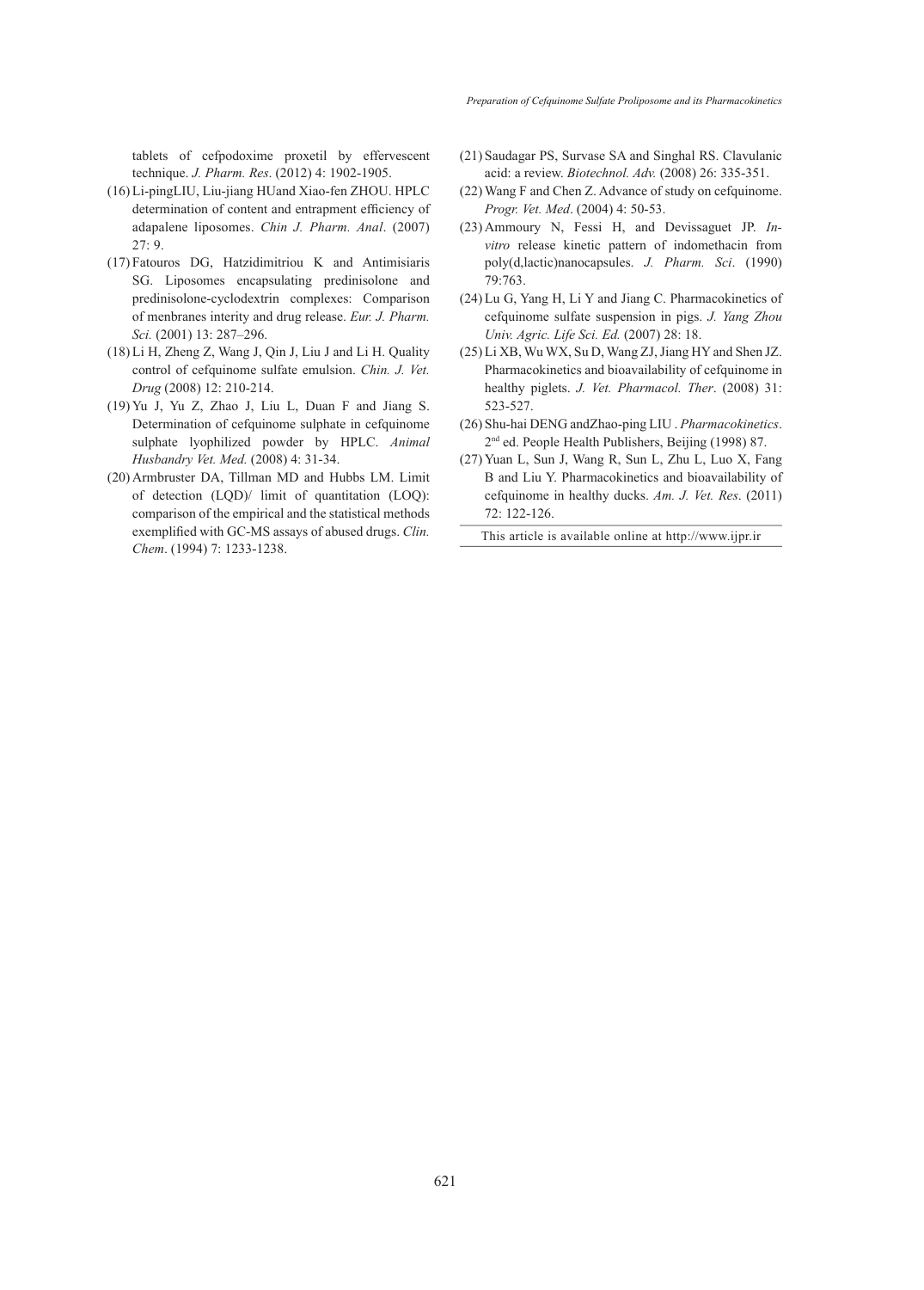tablets of cefpodoxime proxetil by effervescent technique. *J. Pharm. Res*. (2012) 4: 1902-1905.

(16) Li-pingLIU, Liu-jiang HUand Xiao-fen ZHOU. HPLC determination of content and entrapment efficiency of adapalene liposomes. *Chin J. Pharm. Anal*. (2007) 27: 9.

(17) Fatouros DG, Hatzidimitriou K and Antimisiaris SG. Liposomes encapsulating predinisolone and predinisolone-cyclodextrin complexes: Comparison of menbranes interity and drug release. *Eur. J. Pharm. Sci.* (2001) 13: 287–296.

(18) Li H, Zheng Z, Wang J, Qin J, Liu J and Li H. Quality control of cefquinome sulfate emulsion. *Chin. J. Vet. Drug* (2008) 12: 210-214.

(19) Yu J, Yu Z, Zhao J, Liu L, Duan F and Jiang S. Determination of cefquinome sulphate in cefquinome sulphate lyophilized powder by HPLC. *Animal Husbandry Vet. Med.* (2008) 4: 31-34.

(20) Armbruster DA, Tillman MD and Hubbs LM. Limit of detection (LQD)/ limit of quantitation (LOQ): comparison of the empirical and the statistical methods exemplified with GC-MS assays of abused drugs. *Clin. Chem*. (1994) 7: 1233-1238.

(21) Saudagar PS, Survase SA and Singhal RS. Clavulanic acid: a review. *Biotechnol. Adv.* (2008) 26: 335-351.

(22) Wang F and Chen Z. Advance of study on cefquinome. *Progr. Vet. Med*. (2004) 4: 50-53.

(23) Ammoury N, Fessi H, and Devissaguet JP. *In-vitro* release kinetic pattern of indomethacin from poly(d,lactic)nanocapsules. *J. Pharm. Sci*. (1990) 79:763.

(24) Lu G, Yang H, Li Y and Jiang C. Pharmacokinetics of cefquinome sulfate suspension in pigs. *J. Yang Zhou Univ. Agric. Life Sci. Ed.* (2007) 28: 18.

(25) Li XB, Wu WX, Su D, Wang ZJ, Jiang HY and Shen JZ. Pharmacokinetics and bioavailability of cefquinome in healthy piglets. *J. Vet. Pharmacol. Ther*. (2008) 31: 523-527.

(26) Shu-hai DENG andZhao-ping LIU . *Pharmacokinetics*. 2nd ed. People Health Publishers, Beijing (1998) 87.

(27) Yuan L, Sun J, Wang R, Sun L, Zhu L, Luo X, Fang B and Liu Y. Pharmacokinetics and bioavailability of cefquinome in healthy ducks. *Am. J. Vet. Res*. (2011) 72: 122-126.

This article is available online at http://www.ijpr.ir